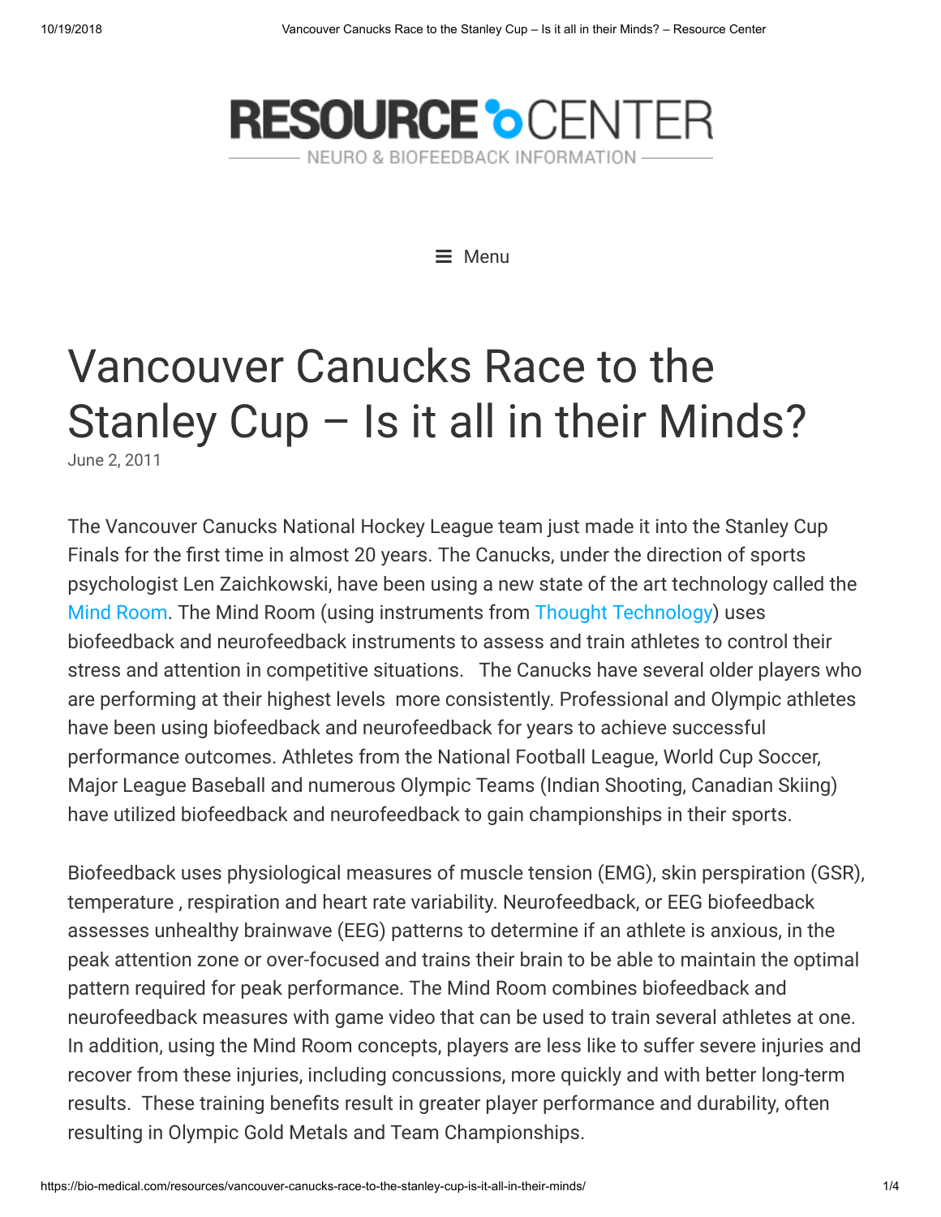# RESOURCE CENTER

NEURO & BIOFEEDBACK INFORMATION

Menu

# Vancouver Canucks Race to the Stanley Cup – Is it all in their Minds?

June 2, 2011

The Vancouver Canucks National Hockey League team just made it into the Stanley Cup Finals for the first time in almost 20 years. The Canucks, under the direction of sports psychologist Len Zaichkowski, have been using a new state of the art technology called the Mind Room. The Mind Room (using instruments from Thought Technology) uses biofeedback and neurofeedback instruments to assess and train athletes to control their stress and attention in competitive situations.   The Canucks have several older players who are performing at their highest levels  more consistently. Professional and Olympic athletes have been using biofeedback and neurofeedback for years to achieve successful performance outcomes. Athletes from the National Football League, World Cup Soccer, Major League Baseball and numerous Olympic Teams (Indian Shooting, Canadian Skiing) have utilized biofeedback and neurofeedback to gain championships in their sports.

Biofeedback uses physiological measures of muscle tension (EMG), skin perspiration (GSR), temperature , respiration and heart rate variability. Neurofeedback, or EEG biofeedback assesses unhealthy brainwave (EEG) patterns to determine if an athlete is anxious, in the peak attention zone or over-focused and trains their brain to be able to maintain the optimal pattern required for peak performance. The Mind Room combines biofeedback and neurofeedback measures with game video that can be used to train several athletes at one. In addition, using the Mind Room concepts, players are less like to suffer severe injuries and recover from these injuries, including concussions, more quickly and with better long-term results.  These training benefits result in greater player performance and durability, often resulting in Olympic Gold Metals and Team Championships.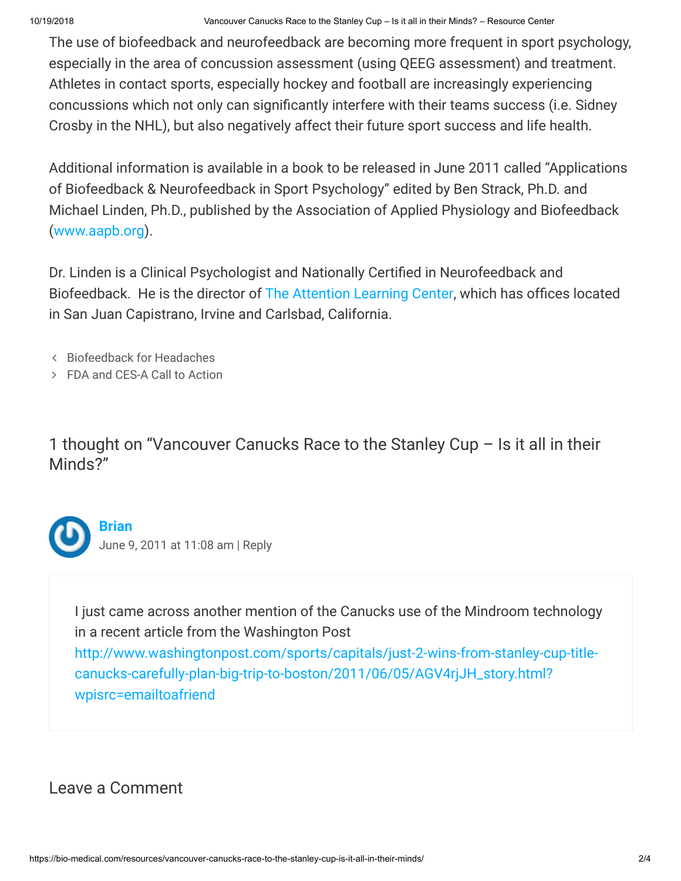The use of biofeedback and neurofeedback are becoming more frequent in sport psychology, especially in the area of concussion assessment (using QEEG assessment) and treatment. Athletes in contact sports, especially hockey and football are increasingly experiencing concussions which not only can significantly interfere with their teams success (i.e. Sidney Crosby in the NHL), but also negatively affect their future sport success and life health.

Additional information is available in a book to be released in June 2011 called "Applications of Biofeedback & Neurofeedback in Sport Psychology" edited by Ben Strack, Ph.D. and Michael Linden, Ph.D., published by the Association of Applied Physiology and Biofeedback (www.aapb.org).

Dr. Linden is a Clinical Psychologist and Nationally Certified in Neurofeedback and Biofeedback. He is the director of The Attention Learning Center, which has offices located in San Juan Capistrano, Irvine and Carlsbad, California.

- ‹ Biofeedback for Headaches
- › FDA and CES-A Call to Action

## 1 thought on "Vancouver Canucks Race to the Stanley Cup – Is it all in their Minds?"

**Brian**
June 9, 2011 at 11:08 am | Reply

I just came across another mention of the Canucks use of the Mindroom technology in a recent article from the Washington Post http://www.washingtonpost.com/sports/capitals/just-2-wins-from-stanley-cup-title-canucks-carefully-plan-big-trip-to-boston/2011/06/05/AGV4rjJH_story.html?wpisrc=emailtoafriend

## Leave a Comment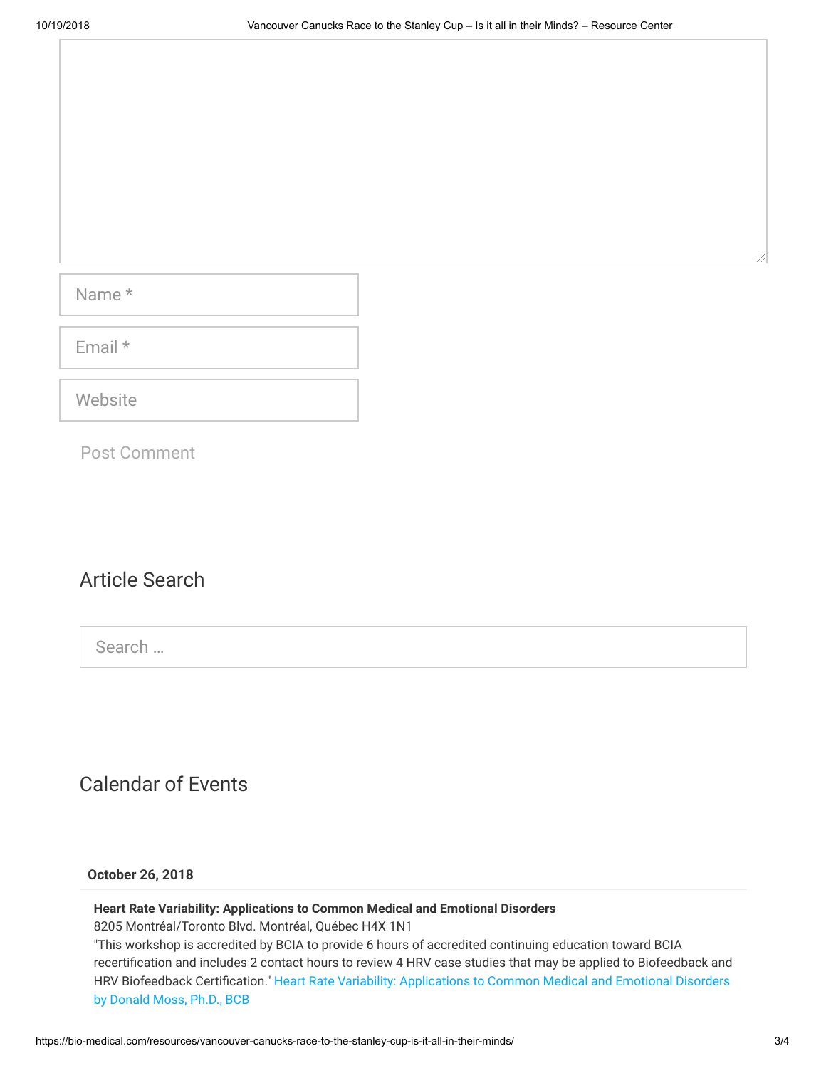Name *

Email *

Website

Post Comment

## Article Search

Search …

## Calendar of Events

**October 26, 2018**

**Heart Rate Variability: Applications to Common Medical and Emotional Disorders**
8205 Montréal/Toronto Blvd. Montréal, Québec H4X 1N1
"This workshop is accredited by BCIA to provide 6 hours of accredited continuing education toward BCIA recertification and includes 2 contact hours to review 4 HRV case studies that may be applied to Biofeedback and HRV Biofeedback Certification." Heart Rate Variability: Applications to Common Medical and Emotional Disorders by Donald Moss, Ph.D., BCB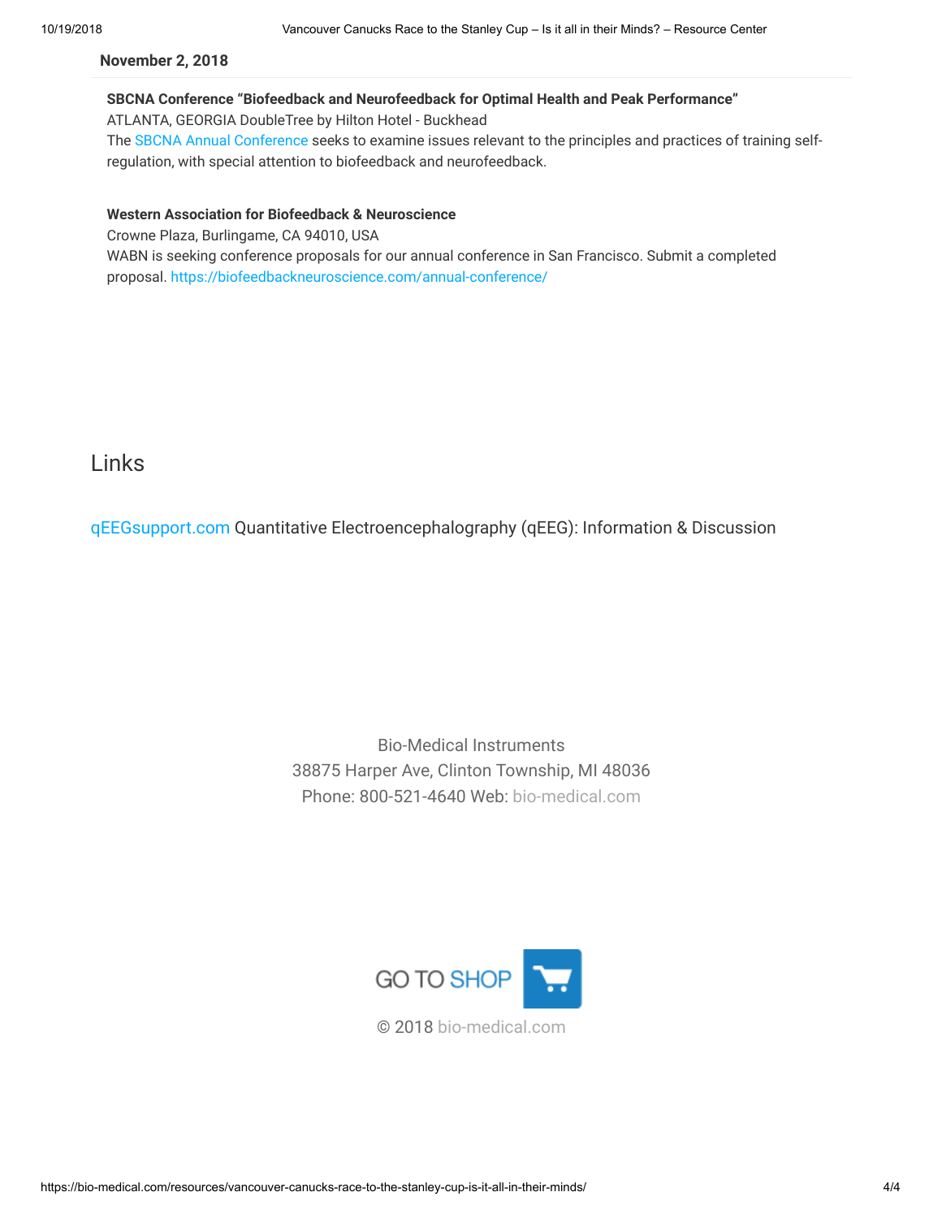**November 2, 2018**

**SBCNA Conference "Biofeedback and Neurofeedback for Optimal Health and Peak Performance"**
ATLANTA, GEORGIA DoubleTree by Hilton Hotel - Buckhead
The SBCNA Annual Conference seeks to examine issues relevant to the principles and practices of training self-regulation, with special attention to biofeedback and neurofeedback.

**Western Association for Biofeedback & Neuroscience**
Crowne Plaza, Burlingame, CA 94010, USA
WABN is seeking conference proposals for our annual conference in San Francisco. Submit a completed proposal. https://biofeedbackneuroscience.com/annual-conference/

## Links

qEEGsupport.com Quantitative Electroencephalography (qEEG): Information & Discussion

Bio-Medical Instruments
38875 Harper Ave, Clinton Township, MI 48036
Phone: 800-521-4640 Web: bio-medical.com

GO TO SHOP

© 2018 bio-medical.com